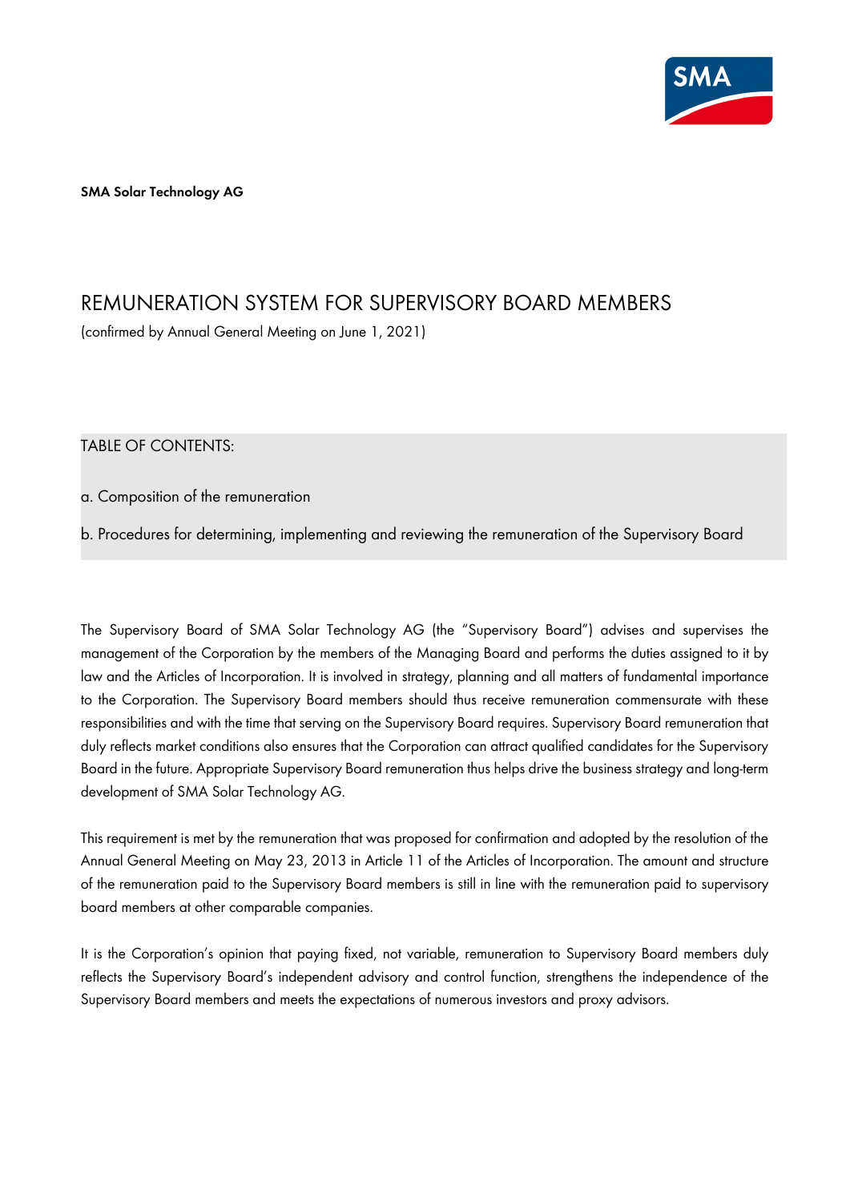**SMA Solar Technology AG**

# REMUNERATION SYSTEM FOR SUPERVISORY BOARD MEMBERS

(confirmed by Annual General Meeting on June 1, 2021)

TABLE OF CONTENTS:

a. Composition of the remuneration

b. Procedures for determining, implementing and reviewing the remuneration of the Supervisory Board

The Supervisory Board of SMA Solar Technology AG (the "Supervisory Board") advises and supervises the management of the Corporation by the members of the Managing Board and performs the duties assigned to it by law and the Articles of Incorporation. It is involved in strategy, planning and all matters of fundamental importance to the Corporation. The Supervisory Board members should thus receive remuneration commensurate with these responsibilities and with the time that serving on the Supervisory Board requires. Supervisory Board remuneration that duly reflects market conditions also ensures that the Corporation can attract qualified candidates for the Supervisory Board in the future. Appropriate Supervisory Board remuneration thus helps drive the business strategy and long-term development of SMA Solar Technology AG.

This requirement is met by the remuneration that was proposed for confirmation and adopted by the resolution of the Annual General Meeting on May 23, 2013 in Article 11 of the Articles of Incorporation. The amount and structure of the remuneration paid to the Supervisory Board members is still in line with the remuneration paid to supervisory board members at other comparable companies.

It is the Corporation's opinion that paying fixed, not variable, remuneration to Supervisory Board members duly reflects the Supervisory Board's independent advisory and control function, strengthens the independence of the Supervisory Board members and meets the expectations of numerous investors and proxy advisors.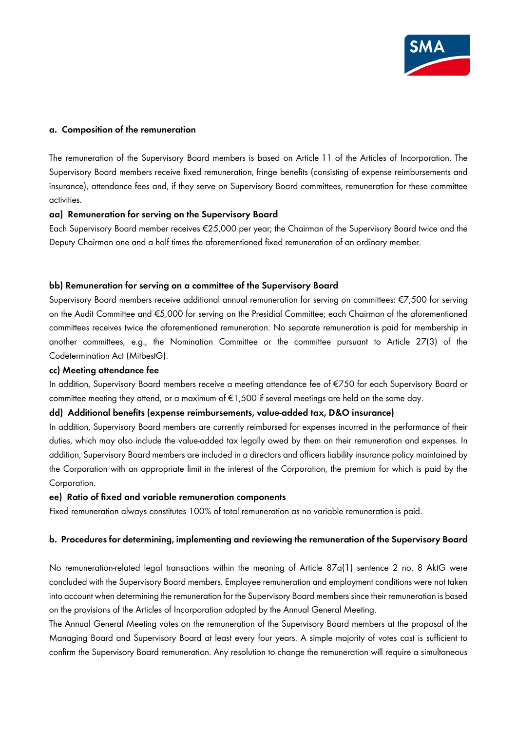### a. Composition of the remuneration

The remuneration of the Supervisory Board members is based on Article 11 of the Articles of Incorporation. The Supervisory Board members receive fixed remuneration, fringe benefits (consisting of expense reimbursements and insurance), attendance fees and, if they serve on Supervisory Board committees, remuneration for these committee activities.

#### aa) Remuneration for serving on the Supervisory Board

Each Supervisory Board member receives €25,000 per year; the Chairman of the Supervisory Board twice and the Deputy Chairman one and a half times the aforementioned fixed remuneration of an ordinary member.

#### bb) Remuneration for serving on a committee of the Supervisory Board

Supervisory Board members receive additional annual remuneration for serving on committees: €7,500 for serving on the Audit Committee and €5,000 for serving on the Presidial Committee; each Chairman of the aforementioned committees receives twice the aforementioned remuneration. No separate remuneration is paid for membership in another committees, e.g., the Nomination Committee or the committee pursuant to Article 27(3) of the Codetermination Act (MitbestG).

#### cc) Meeting attendance fee

In addition, Supervisory Board members receive a meeting attendance fee of €750 for each Supervisory Board or committee meeting they attend, or a maximum of €1,500 if several meetings are held on the same day.

#### dd) Additional benefits (expense reimbursements, value-added tax, D&O insurance)

In addition, Supervisory Board members are currently reimbursed for expenses incurred in the performance of their duties, which may also include the value-added tax legally owed by them on their remuneration and expenses. In addition, Supervisory Board members are included in a directors and officers liability insurance policy maintained by the Corporation with an appropriate limit in the interest of the Corporation, the premium for which is paid by the Corporation.

#### ee) Ratio of fixed and variable remuneration components

Fixed remuneration always constitutes 100% of total remuneration as no variable remuneration is paid.

### b. Procedures for determining, implementing and reviewing the remuneration of the Supervisory Board

No remuneration-related legal transactions within the meaning of Article 87a(1) sentence 2 no. 8 AktG were concluded with the Supervisory Board members. Employee remuneration and employment conditions were not taken into account when determining the remuneration for the Supervisory Board members since their remuneration is based on the provisions of the Articles of Incorporation adopted by the Annual General Meeting.

The Annual General Meeting votes on the remuneration of the Supervisory Board members at the proposal of the Managing Board and Supervisory Board at least every four years. A simple majority of votes cast is sufficient to confirm the Supervisory Board remuneration. Any resolution to change the remuneration will require a simultaneous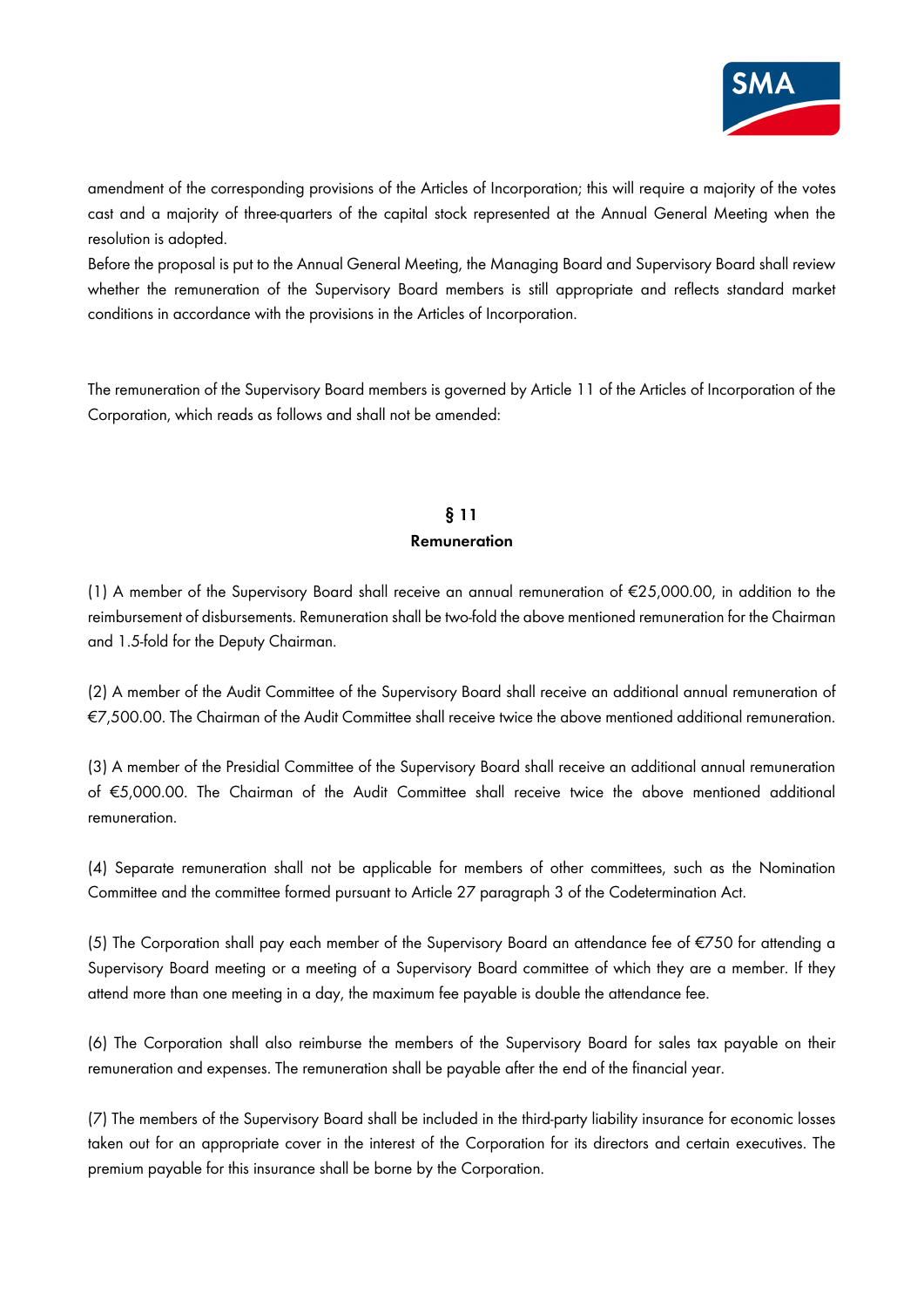amendment of the corresponding provisions of the Articles of Incorporation; this will require a majority of the votes cast and a majority of three-quarters of the capital stock represented at the Annual General Meeting when the resolution is adopted.
Before the proposal is put to the Annual General Meeting, the Managing Board and Supervisory Board shall review whether the remuneration of the Supervisory Board members is still appropriate and reflects standard market conditions in accordance with the provisions in the Articles of Incorporation.

The remuneration of the Supervisory Board members is governed by Article 11 of the Articles of Incorporation of the Corporation, which reads as follows and shall not be amended:

**§ 11**
**Remuneration**

(1) A member of the Supervisory Board shall receive an annual remuneration of €25,000.00, in addition to the reimbursement of disbursements. Remuneration shall be two-fold the above mentioned remuneration for the Chairman and 1.5-fold for the Deputy Chairman.

(2) A member of the Audit Committee of the Supervisory Board shall receive an additional annual remuneration of €7,500.00. The Chairman of the Audit Committee shall receive twice the above mentioned additional remuneration.

(3) A member of the Presidial Committee of the Supervisory Board shall receive an additional annual remuneration of €5,000.00. The Chairman of the Audit Committee shall receive twice the above mentioned additional remuneration.

(4) Separate remuneration shall not be applicable for members of other committees, such as the Nomination Committee and the committee formed pursuant to Article 27 paragraph 3 of the Codetermination Act.

(5) The Corporation shall pay each member of the Supervisory Board an attendance fee of €750 for attending a Supervisory Board meeting or a meeting of a Supervisory Board committee of which they are a member. If they attend more than one meeting in a day, the maximum fee payable is double the attendance fee.

(6) The Corporation shall also reimburse the members of the Supervisory Board for sales tax payable on their remuneration and expenses. The remuneration shall be payable after the end of the financial year.

(7) The members of the Supervisory Board shall be included in the third-party liability insurance for economic losses taken out for an appropriate cover in the interest of the Corporation for its directors and certain executives. The premium payable for this insurance shall be borne by the Corporation.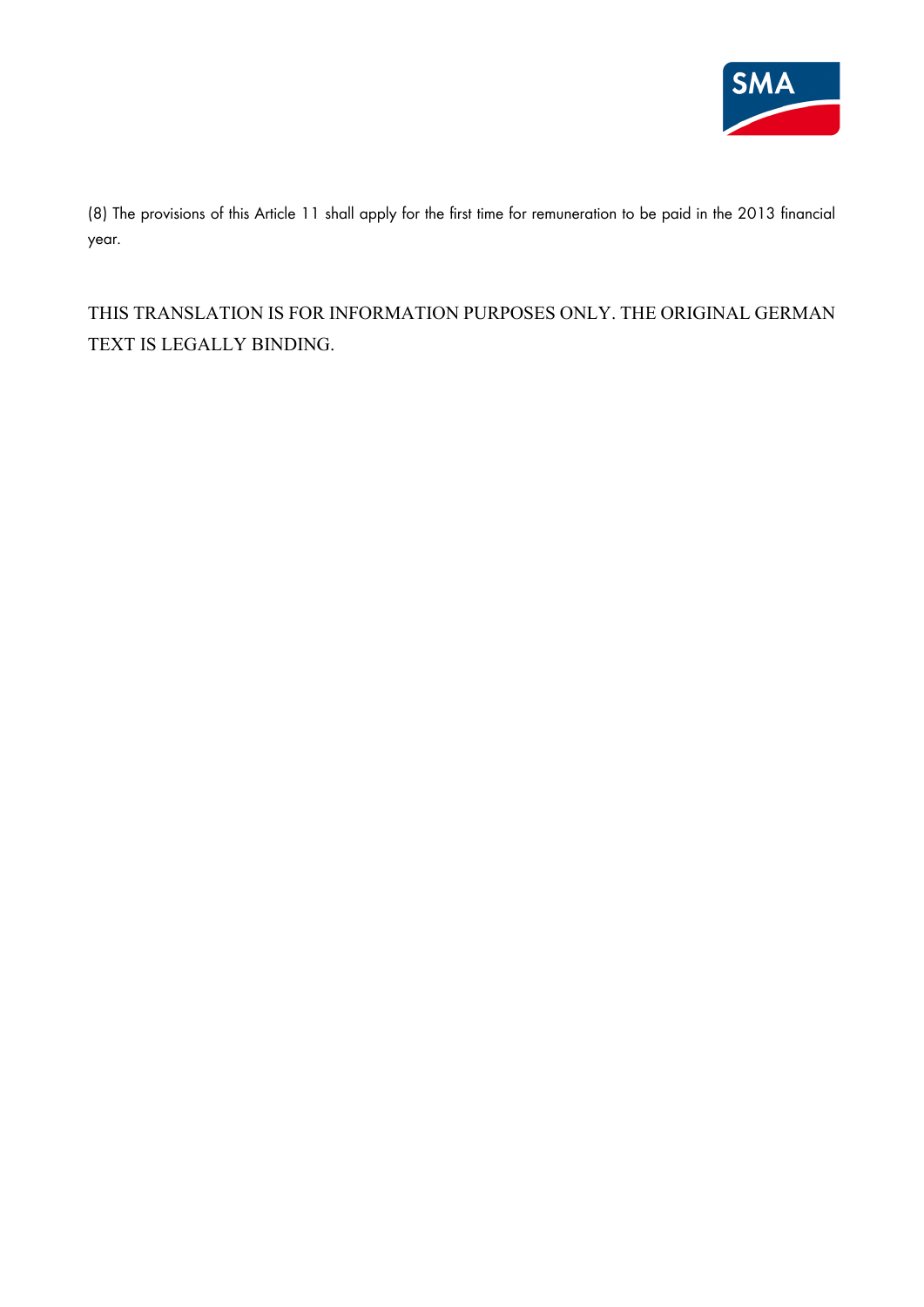(8) The provisions of this Article 11 shall apply for the first time for remuneration to be paid in the 2013 financial year.

THIS TRANSLATION IS FOR INFORMATION PURPOSES ONLY. THE ORIGINAL GERMAN TEXT IS LEGALLY BINDING.